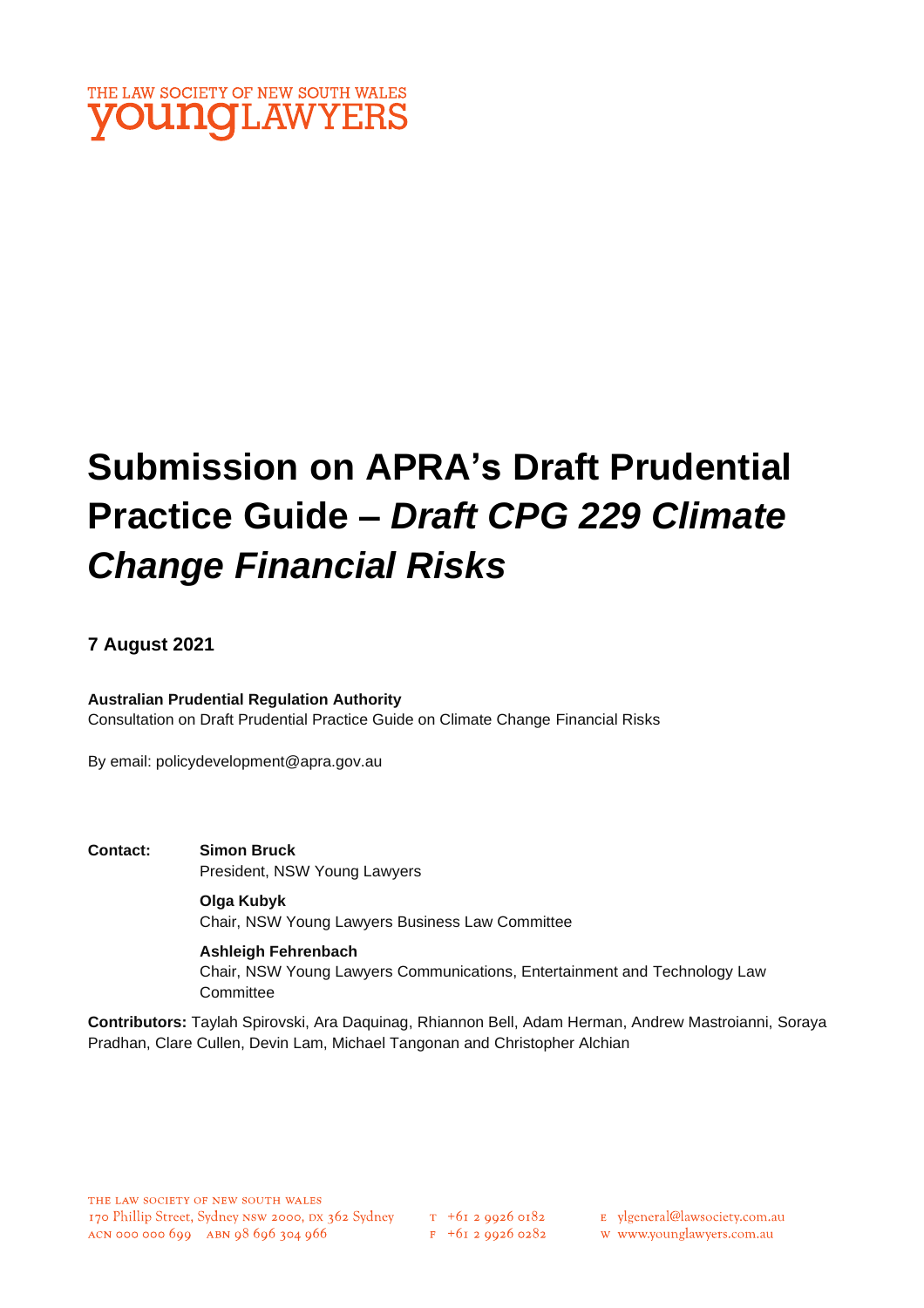THE LAW SOCIETY OF NEW SOUTH WALES
**young**LAWYERS

# Submission on APRA's Draft Prudential Practice Guide – *Draft CPG 229 Climate Change Financial Risks*

**7 August 2021**

**Australian Prudential Regulation Authority**
Consultation on Draft Prudential Practice Guide on Climate Change Financial Risks

By email: policydevelopment@apra.gov.au

**Contact:**

**Simon Bruck**
President, NSW Young Lawyers

**Olga Kubyk**
Chair, NSW Young Lawyers Business Law Committee

**Ashleigh Fehrenbach**
Chair, NSW Young Lawyers Communications, Entertainment and Technology Law Committee

**Contributors:** Taylah Spirovski, Ara Daquinag, Rhiannon Bell, Adam Herman, Andrew Mastroianni, Soraya Pradhan, Clare Cullen, Devin Lam, Michael Tangonan and Christopher Alchian

THE LAW SOCIETY OF NEW SOUTH WALES
170 Phillip Street, Sydney NSW 2000, DX 362 Sydney
ACN 000 000 699 ABN 98 696 304 966

T +61 2 9926 0182
F +61 2 9926 0282

E ylgeneral@lawsociety.com.au
W www.younglawyers.com.au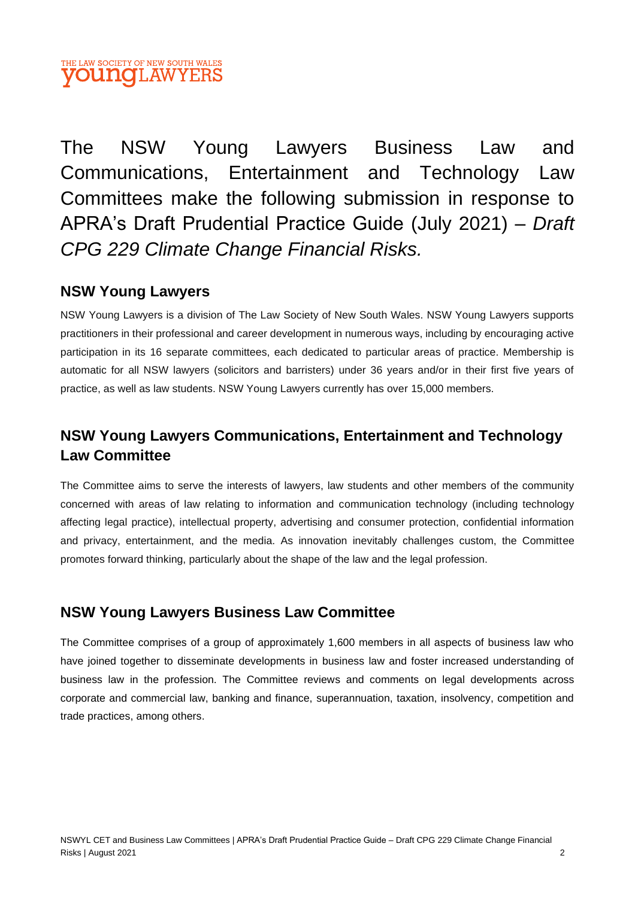The NSW Young Lawyers Business Law and Communications, Entertainment and Technology Law Committees make the following submission in response to APRA's Draft Prudential Practice Guide (July 2021) – *Draft CPG 229 Climate Change Financial Risks.*

## NSW Young Lawyers

NSW Young Lawyers is a division of The Law Society of New South Wales. NSW Young Lawyers supports practitioners in their professional and career development in numerous ways, including by encouraging active participation in its 16 separate committees, each dedicated to particular areas of practice. Membership is automatic for all NSW lawyers (solicitors and barristers) under 36 years and/or in their first five years of practice, as well as law students. NSW Young Lawyers currently has over 15,000 members.

## NSW Young Lawyers Communications, Entertainment and Technology Law Committee

The Committee aims to serve the interests of lawyers, law students and other members of the community concerned with areas of law relating to information and communication technology (including technology affecting legal practice), intellectual property, advertising and consumer protection, confidential information and privacy, entertainment, and the media. As innovation inevitably challenges custom, the Committee promotes forward thinking, particularly about the shape of the law and the legal profession.

## NSW Young Lawyers Business Law Committee

The Committee comprises of a group of approximately 1,600 members in all aspects of business law who have joined together to disseminate developments in business law and foster increased understanding of business law in the profession. The Committee reviews and comments on legal developments across corporate and commercial law, banking and finance, superannuation, taxation, insolvency, competition and trade practices, among others.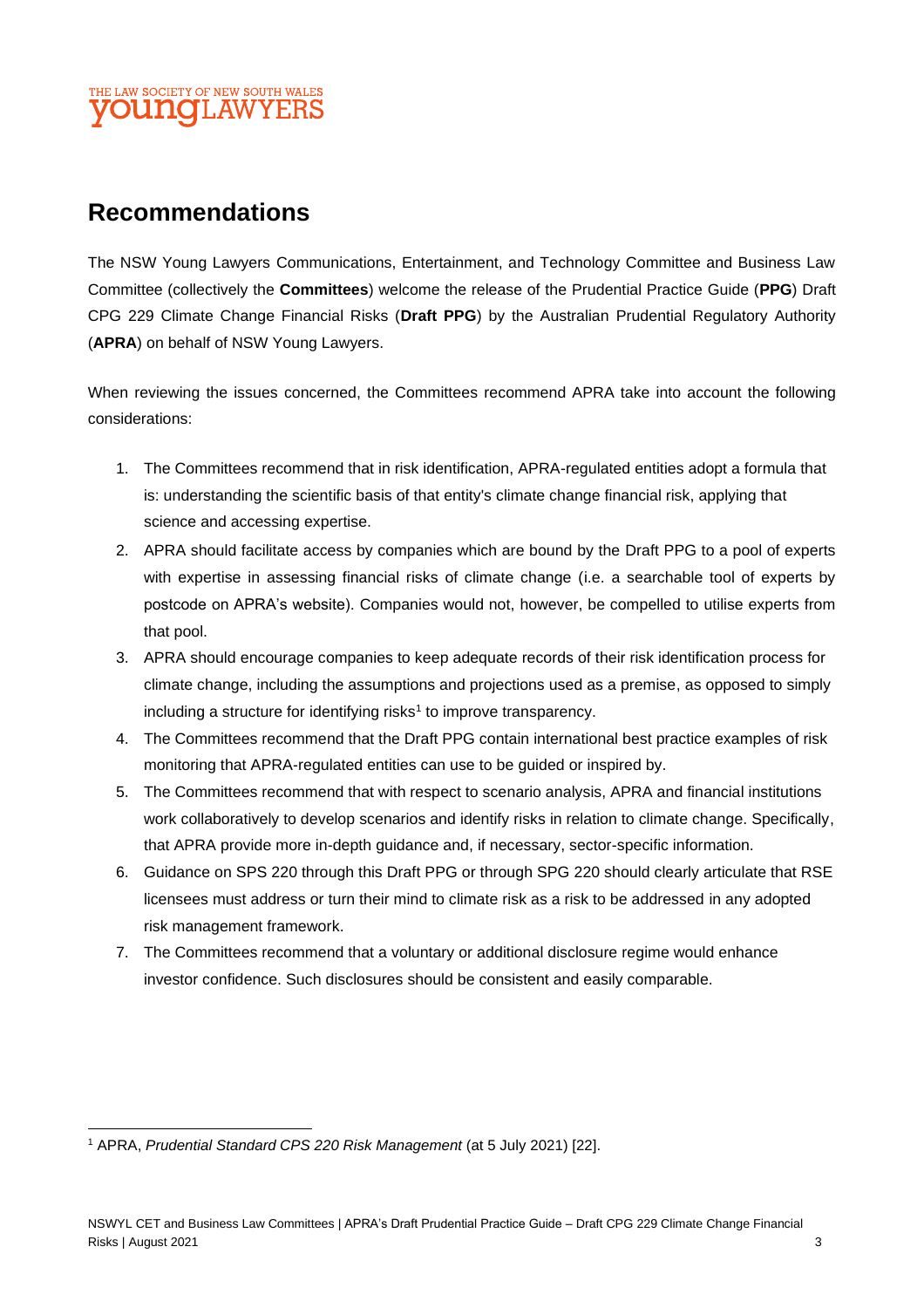## Recommendations

The NSW Young Lawyers Communications, Entertainment, and Technology Committee and Business Law Committee (collectively the **Committees**) welcome the release of the Prudential Practice Guide (**PPG**) Draft CPG 229 Climate Change Financial Risks (**Draft PPG**) by the Australian Prudential Regulatory Authority (**APRA**) on behalf of NSW Young Lawyers.

When reviewing the issues concerned, the Committees recommend APRA take into account the following considerations:

1. The Committees recommend that in risk identification, APRA-regulated entities adopt a formula that is: understanding the scientific basis of that entity's climate change financial risk, applying that science and accessing expertise.
2. APRA should facilitate access by companies which are bound by the Draft PPG to a pool of experts with expertise in assessing financial risks of climate change (i.e. a searchable tool of experts by postcode on APRA's website). Companies would not, however, be compelled to utilise experts from that pool.
3. APRA should encourage companies to keep adequate records of their risk identification process for climate change, including the assumptions and projections used as a premise, as opposed to simply including a structure for identifying risks[1] to improve transparency.
4. The Committees recommend that the Draft PPG contain international best practice examples of risk monitoring that APRA-regulated entities can use to be guided or inspired by.
5. The Committees recommend that with respect to scenario analysis, APRA and financial institutions work collaboratively to develop scenarios and identify risks in relation to climate change. Specifically, that APRA provide more in-depth guidance and, if necessary, sector-specific information.
6. Guidance on SPS 220 through this Draft PPG or through SPG 220 should clearly articulate that RSE licensees must address or turn their mind to climate risk as a risk to be addressed in any adopted risk management framework.
7. The Committees recommend that a voluntary or additional disclosure regime would enhance investor confidence. Such disclosures should be consistent and easily comparable.

[1] APRA, *Prudential Standard CPS 220 Risk Management* (at 5 July 2021) [22].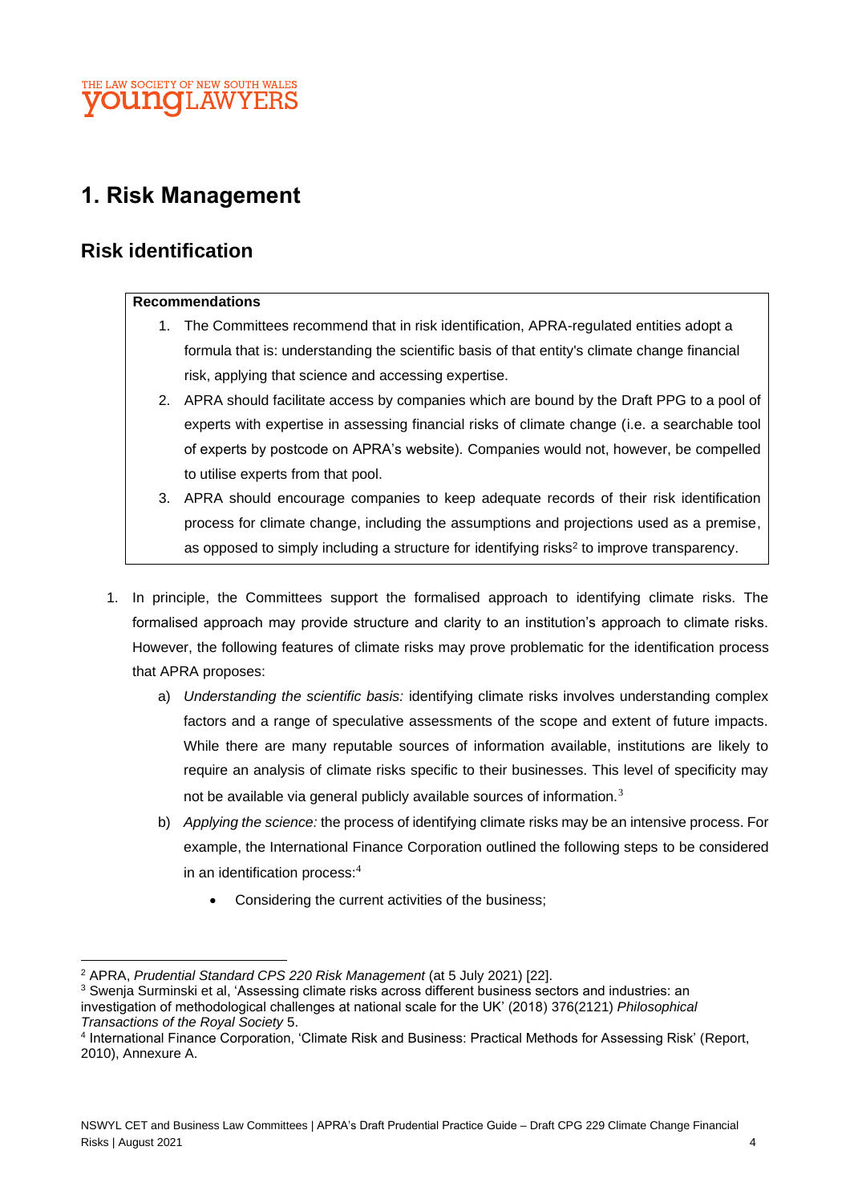# 1. Risk Management

## Risk identification

**Recommendations**

1. The Committees recommend that in risk identification, APRA-regulated entities adopt a formula that is: understanding the scientific basis of that entity's climate change financial risk, applying that science and accessing expertise.
2. APRA should facilitate access by companies which are bound by the Draft PPG to a pool of experts with expertise in assessing financial risks of climate change (i.e. a searchable tool of experts by postcode on APRA's website). Companies would not, however, be compelled to utilise experts from that pool.
3. APRA should encourage companies to keep adequate records of their risk identification process for climate change, including the assumptions and projections used as a premise, as opposed to simply including a structure for identifying risks[2] to improve transparency.

1. In principle, the Committees support the formalised approach to identifying climate risks. The formalised approach may provide structure and clarity to an institution's approach to climate risks. However, the following features of climate risks may prove problematic for the identification process that APRA proposes:
   a) *Understanding the scientific basis:* identifying climate risks involves understanding complex factors and a range of speculative assessments of the scope and extent of future impacts. While there are many reputable sources of information available, institutions are likely to require an analysis of climate risks specific to their businesses. This level of specificity may not be available via general publicly available sources of information.[3]
   b) *Applying the science:* the process of identifying climate risks may be an intensive process. For example, the International Finance Corporation outlined the following steps to be considered in an identification process:[4]
      - Considering the current activities of the business;

---

[2] APRA, *Prudential Standard CPS 220 Risk Management* (at 5 July 2021) [22].

[3] Swenja Surminski et al, 'Assessing climate risks across different business sectors and industries: an investigation of methodological challenges at national scale for the UK' (2018) 376(2121) *Philosophical Transactions of the Royal Society* 5.

[4] International Finance Corporation, 'Climate Risk and Business: Practical Methods for Assessing Risk' (Report, 2010), Annexure A.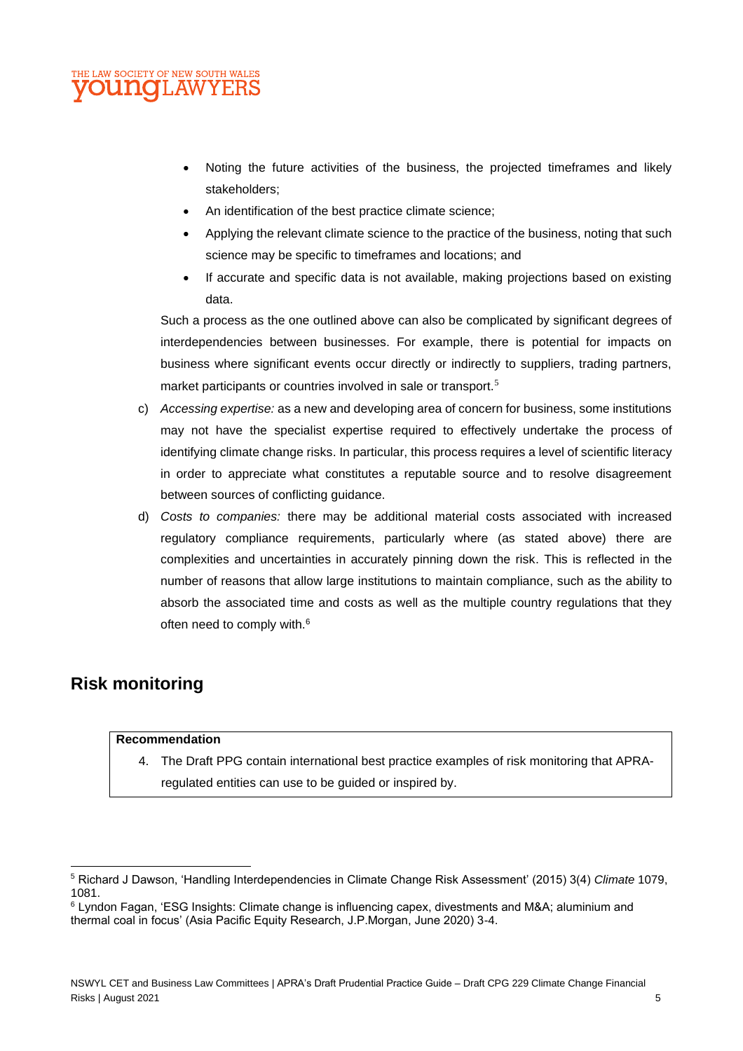- Noting the future activities of the business, the projected timeframes and likely stakeholders;
- An identification of the best practice climate science;
- Applying the relevant climate science to the practice of the business, noting that such science may be specific to timeframes and locations; and
- If accurate and specific data is not available, making projections based on existing data.

Such a process as the one outlined above can also be complicated by significant degrees of interdependencies between businesses. For example, there is potential for impacts on business where significant events occur directly or indirectly to suppliers, trading partners, market participants or countries involved in sale or transport.[5]

c) *Accessing expertise:* as a new and developing area of concern for business, some institutions may not have the specialist expertise required to effectively undertake the process of identifying climate change risks. In particular, this process requires a level of scientific literacy in order to appreciate what constitutes a reputable source and to resolve disagreement between sources of conflicting guidance.

d) *Costs to companies:* there may be additional material costs associated with increased regulatory compliance requirements, particularly where (as stated above) there are complexities and uncertainties in accurately pinning down the risk. This is reflected in the number of reasons that allow large institutions to maintain compliance, such as the ability to absorb the associated time and costs as well as the multiple country regulations that they often need to comply with.[6]

## Risk monitoring

**Recommendation**

4. The Draft PPG contain international best practice examples of risk monitoring that APRA-regulated entities can use to be guided or inspired by.

---

[5] Richard J Dawson, 'Handling Interdependencies in Climate Change Risk Assessment' (2015) 3(4) *Climate* 1079, 1081.

[6] Lyndon Fagan, 'ESG Insights: Climate change is influencing capex, divestments and M&A; aluminium and thermal coal in focus' (Asia Pacific Equity Research, J.P.Morgan, June 2020) 3-4.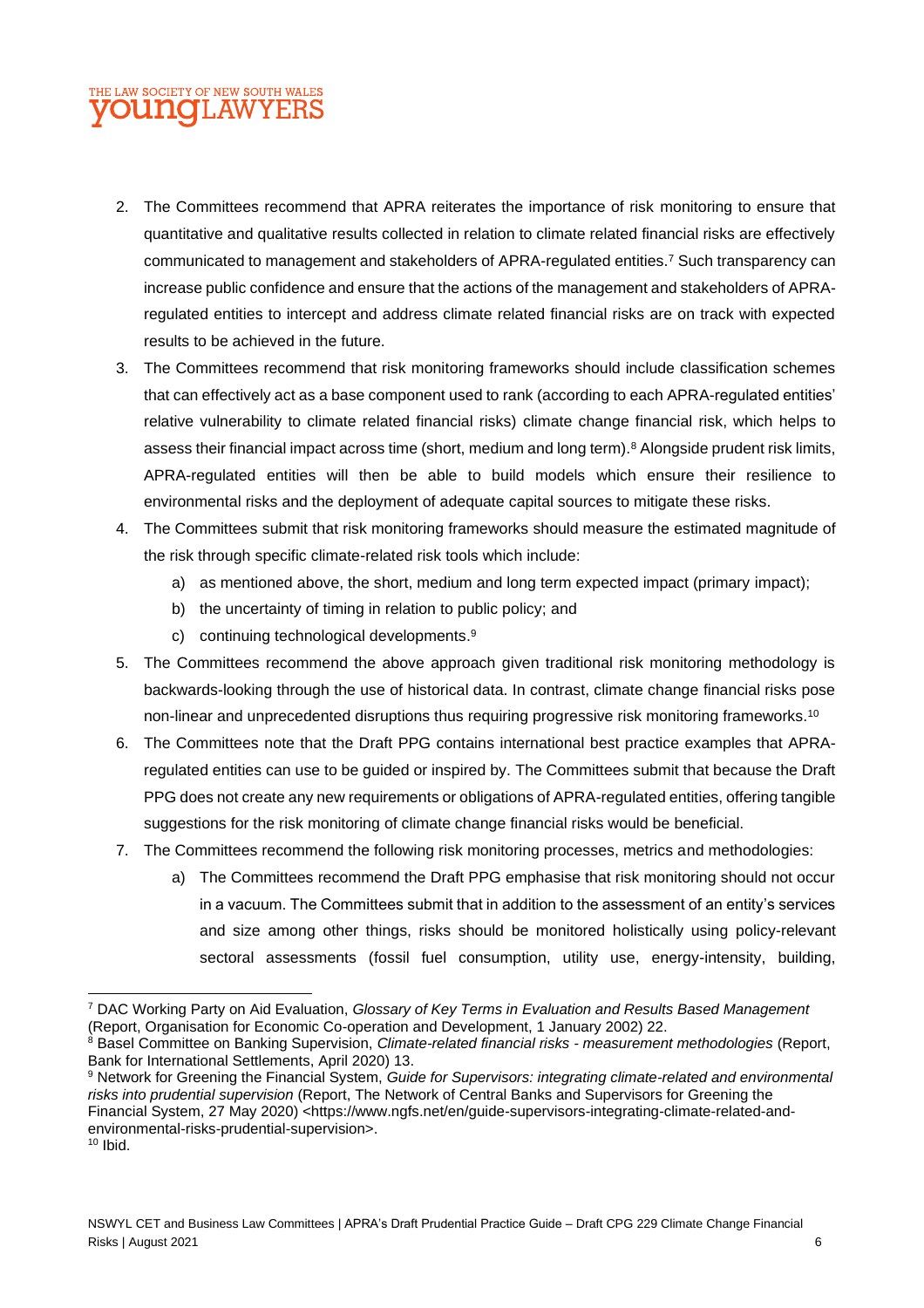2. The Committees recommend that APRA reiterates the importance of risk monitoring to ensure that quantitative and qualitative results collected in relation to climate related financial risks are effectively communicated to management and stakeholders of APRA-regulated entities.[7] Such transparency can increase public confidence and ensure that the actions of the management and stakeholders of APRA-regulated entities to intercept and address climate related financial risks are on track with expected results to be achieved in the future.
3. The Committees recommend that risk monitoring frameworks should include classification schemes that can effectively act as a base component used to rank (according to each APRA-regulated entities' relative vulnerability to climate related financial risks) climate change financial risk, which helps to assess their financial impact across time (short, medium and long term).[8] Alongside prudent risk limits, APRA-regulated entities will then be able to build models which ensure their resilience to environmental risks and the deployment of adequate capital sources to mitigate these risks.
4. The Committees submit that risk monitoring frameworks should measure the estimated magnitude of the risk through specific climate-related risk tools which include:
   a) as mentioned above, the short, medium and long term expected impact (primary impact);
   b) the uncertainty of timing in relation to public policy; and
   c) continuing technological developments.[9]
5. The Committees recommend the above approach given traditional risk monitoring methodology is backwards-looking through the use of historical data. In contrast, climate change financial risks pose non-linear and unprecedented disruptions thus requiring progressive risk monitoring frameworks.[10]
6. The Committees note that the Draft PPG contains international best practice examples that APRA-regulated entities can use to be guided or inspired by. The Committees submit that because the Draft PPG does not create any new requirements or obligations of APRA-regulated entities, offering tangible suggestions for the risk monitoring of climate change financial risks would be beneficial.
7. The Committees recommend the following risk monitoring processes, metrics and methodologies:
   a) The Committees recommend the Draft PPG emphasise that risk monitoring should not occur in a vacuum. The Committees submit that in addition to the assessment of an entity's services and size among other things, risks should be monitored holistically using policy-relevant sectoral assessments (fossil fuel consumption, utility use, energy-intensity, building,

---

[7] DAC Working Party on Aid Evaluation, *Glossary of Key Terms in Evaluation and Results Based Management* (Report, Organisation for Economic Co-operation and Development, 1 January 2002) 22.

[8] Basel Committee on Banking Supervision, *Climate-related financial risks - measurement methodologies* (Report, Bank for International Settlements, April 2020) 13.

[9] Network for Greening the Financial System, *Guide for Supervisors: integrating climate-related and environmental risks into prudential supervision* (Report, The Network of Central Banks and Supervisors for Greening the Financial System, 27 May 2020) <https://www.ngfs.net/en/guide-supervisors-integrating-climate-related-and-environmental-risks-prudential-supervision>.

[10] Ibid.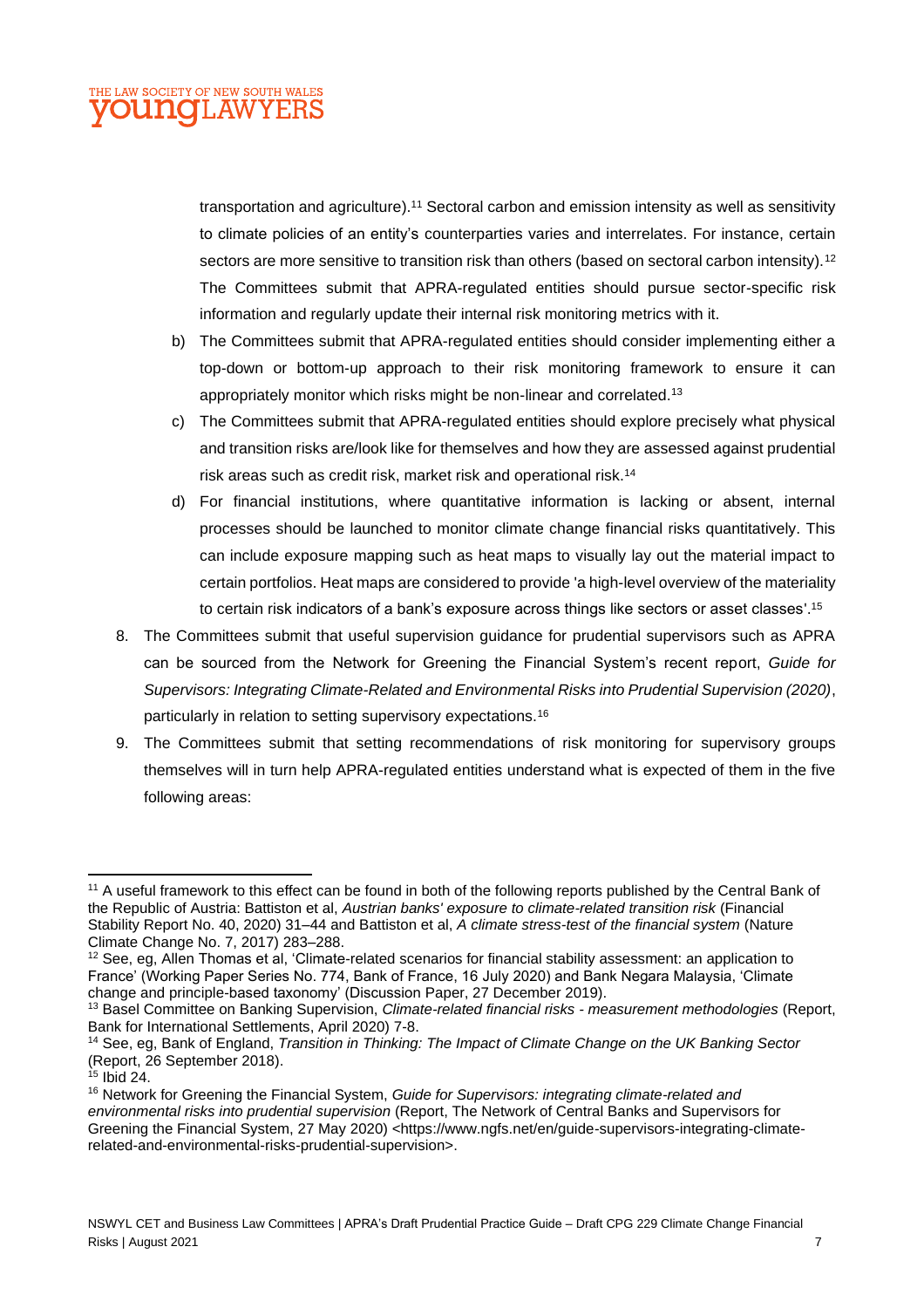transportation and agriculture).[11] Sectoral carbon and emission intensity as well as sensitivity to climate policies of an entity's counterparties varies and interrelates. For instance, certain sectors are more sensitive to transition risk than others (based on sectoral carbon intensity).[12] The Committees submit that APRA-regulated entities should pursue sector-specific risk information and regularly update their internal risk monitoring metrics with it.

b) The Committees submit that APRA-regulated entities should consider implementing either a top-down or bottom-up approach to their risk monitoring framework to ensure it can appropriately monitor which risks might be non-linear and correlated.[13]

c) The Committees submit that APRA-regulated entities should explore precisely what physical and transition risks are/look like for themselves and how they are assessed against prudential risk areas such as credit risk, market risk and operational risk.[14]

d) For financial institutions, where quantitative information is lacking or absent, internal processes should be launched to monitor climate change financial risks quantitatively. This can include exposure mapping such as heat maps to visually lay out the material impact to certain portfolios. Heat maps are considered to provide 'a high-level overview of the materiality to certain risk indicators of a bank's exposure across things like sectors or asset classes'.[15]

8. The Committees submit that useful supervision guidance for prudential supervisors such as APRA can be sourced from the Network for Greening the Financial System's recent report, *Guide for Supervisors: Integrating Climate-Related and Environmental Risks into Prudential Supervision (2020)*, particularly in relation to setting supervisory expectations.[16]

9. The Committees submit that setting recommendations of risk monitoring for supervisory groups themselves will in turn help APRA-regulated entities understand what is expected of them in the five following areas:

---

[11] A useful framework to this effect can be found in both of the following reports published by the Central Bank of the Republic of Austria: Battiston et al, *Austrian banks' exposure to climate-related transition risk* (Financial Stability Report No. 40, 2020) 31–44 and Battiston et al, *A climate stress-test of the financial system* (Nature Climate Change No. 7, 2017) 283–288.

[12] See, eg, Allen Thomas et al, 'Climate-related scenarios for financial stability assessment: an application to France' (Working Paper Series No. 774, Bank of France, 16 July 2020) and Bank Negara Malaysia, 'Climate change and principle-based taxonomy' (Discussion Paper, 27 December 2019).

[13] Basel Committee on Banking Supervision, *Climate-related financial risks - measurement methodologies* (Report, Bank for International Settlements, April 2020) 7-8.

[14] See, eg, Bank of England, *Transition in Thinking: The Impact of Climate Change on the UK Banking Sector* (Report, 26 September 2018).

[15] Ibid 24.

[16] Network for Greening the Financial System, *Guide for Supervisors: integrating climate-related and environmental risks into prudential supervision* (Report, The Network of Central Banks and Supervisors for Greening the Financial System, 27 May 2020) <https://www.ngfs.net/en/guide-supervisors-integrating-climate-related-and-environmental-risks-prudential-supervision>.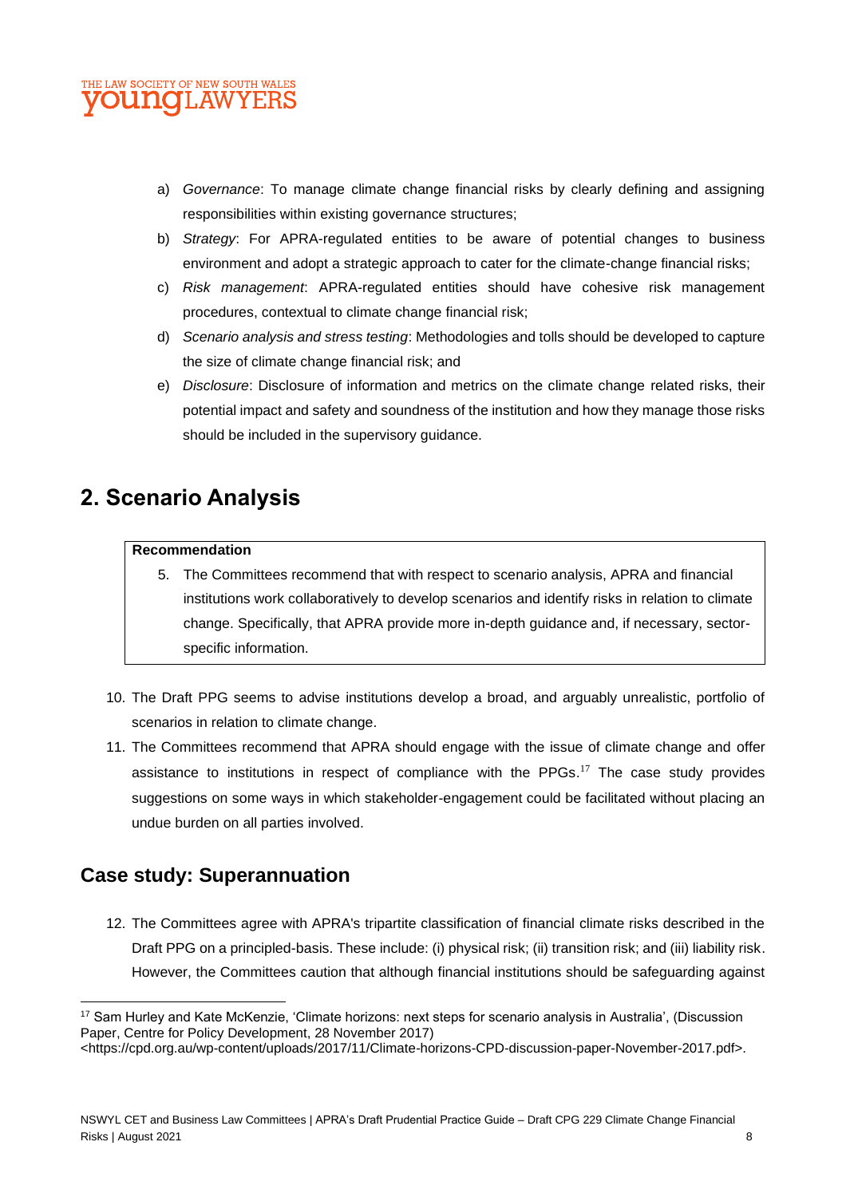a) *Governance*: To manage climate change financial risks by clearly defining and assigning responsibilities within existing governance structures;

b) *Strategy*: For APRA-regulated entities to be aware of potential changes to business environment and adopt a strategic approach to cater for the climate-change financial risks;

c) *Risk management*: APRA-regulated entities should have cohesive risk management procedures, contextual to climate change financial risk;

d) *Scenario analysis and stress testing*: Methodologies and tolls should be developed to capture the size of climate change financial risk; and

e) *Disclosure*: Disclosure of information and metrics on the climate change related risks, their potential impact and safety and soundness of the institution and how they manage those risks should be included in the supervisory guidance.

# 2. Scenario Analysis

**Recommendation**

5. The Committees recommend that with respect to scenario analysis, APRA and financial institutions work collaboratively to develop scenarios and identify risks in relation to climate change. Specifically, that APRA provide more in-depth guidance and, if necessary, sector-specific information.

10. The Draft PPG seems to advise institutions develop a broad, and arguably unrealistic, portfolio of scenarios in relation to climate change.

11. The Committees recommend that APRA should engage with the issue of climate change and offer assistance to institutions in respect of compliance with the PPGs.[17] The case study provides suggestions on some ways in which stakeholder-engagement could be facilitated without placing an undue burden on all parties involved.

## Case study: Superannuation

12. The Committees agree with APRA's tripartite classification of financial climate risks described in the Draft PPG on a principled-basis. These include: (i) physical risk; (ii) transition risk; and (iii) liability risk. However, the Committees caution that although financial institutions should be safeguarding against

---

[17] Sam Hurley and Kate McKenzie, 'Climate horizons: next steps for scenario analysis in Australia', (Discussion Paper, Centre for Policy Development, 28 November 2017) <https://cpd.org.au/wp-content/uploads/2017/11/Climate-horizons-CPD-discussion-paper-November-2017.pdf>.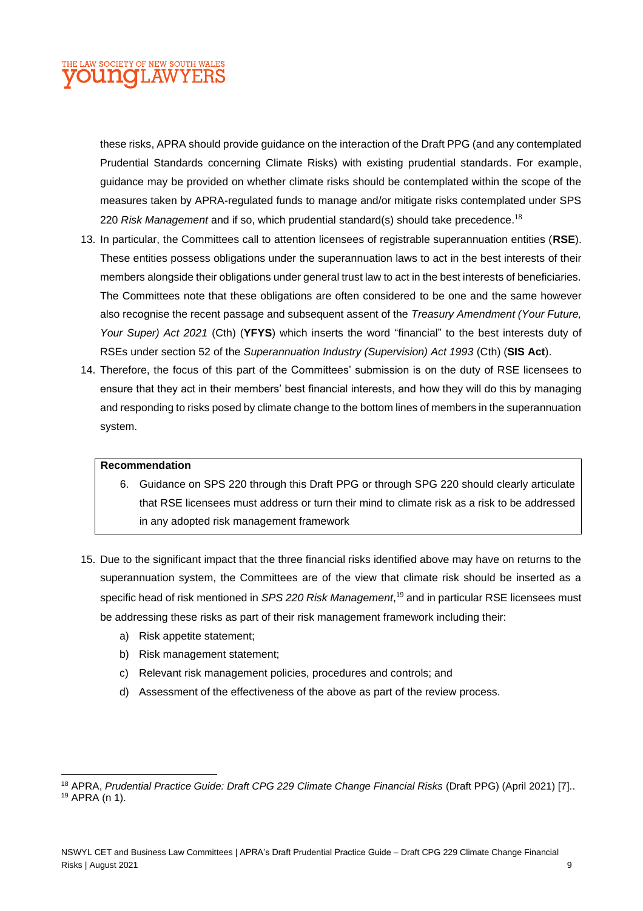these risks, APRA should provide guidance on the interaction of the Draft PPG (and any contemplated Prudential Standards concerning Climate Risks) with existing prudential standards. For example, guidance may be provided on whether climate risks should be contemplated within the scope of the measures taken by APRA-regulated funds to manage and/or mitigate risks contemplated under SPS 220 *Risk Management* and if so, which prudential standard(s) should take precedence.[18]

13. In particular, the Committees call to attention licensees of registrable superannuation entities (**RSE**). These entities possess obligations under the superannuation laws to act in the best interests of their members alongside their obligations under general trust law to act in the best interests of beneficiaries. The Committees note that these obligations are often considered to be one and the same however also recognise the recent passage and subsequent assent of the *Treasury Amendment (Your Future, Your Super) Act 2021* (Cth) (**YFYS**) which inserts the word "financial" to the best interests duty of RSEs under section 52 of the *Superannuation Industry (Supervision) Act 1993* (Cth) (**SIS Act**).
14. Therefore, the focus of this part of the Committees' submission is on the duty of RSE licensees to ensure that they act in their members' best financial interests, and how they will do this by managing and responding to risks posed by climate change to the bottom lines of members in the superannuation system.

**Recommendation**

6. Guidance on SPS 220 through this Draft PPG or through SPG 220 should clearly articulate that RSE licensees must address or turn their mind to climate risk as a risk to be addressed in any adopted risk management framework

15. Due to the significant impact that the three financial risks identified above may have on returns to the superannuation system, the Committees are of the view that climate risk should be inserted as a specific head of risk mentioned in *SPS 220 Risk Management*,[19] and in particular RSE licensees must be addressing these risks as part of their risk management framework including their:
    a) Risk appetite statement;
    b) Risk management statement;
    c) Relevant risk management policies, procedures and controls; and
    d) Assessment of the effectiveness of the above as part of the review process.

---

[18] APRA, *Prudential Practice Guide: Draft CPG 229 Climate Change Financial Risks* (Draft PPG) (April 2021) [7]..
[19] APRA (n 1).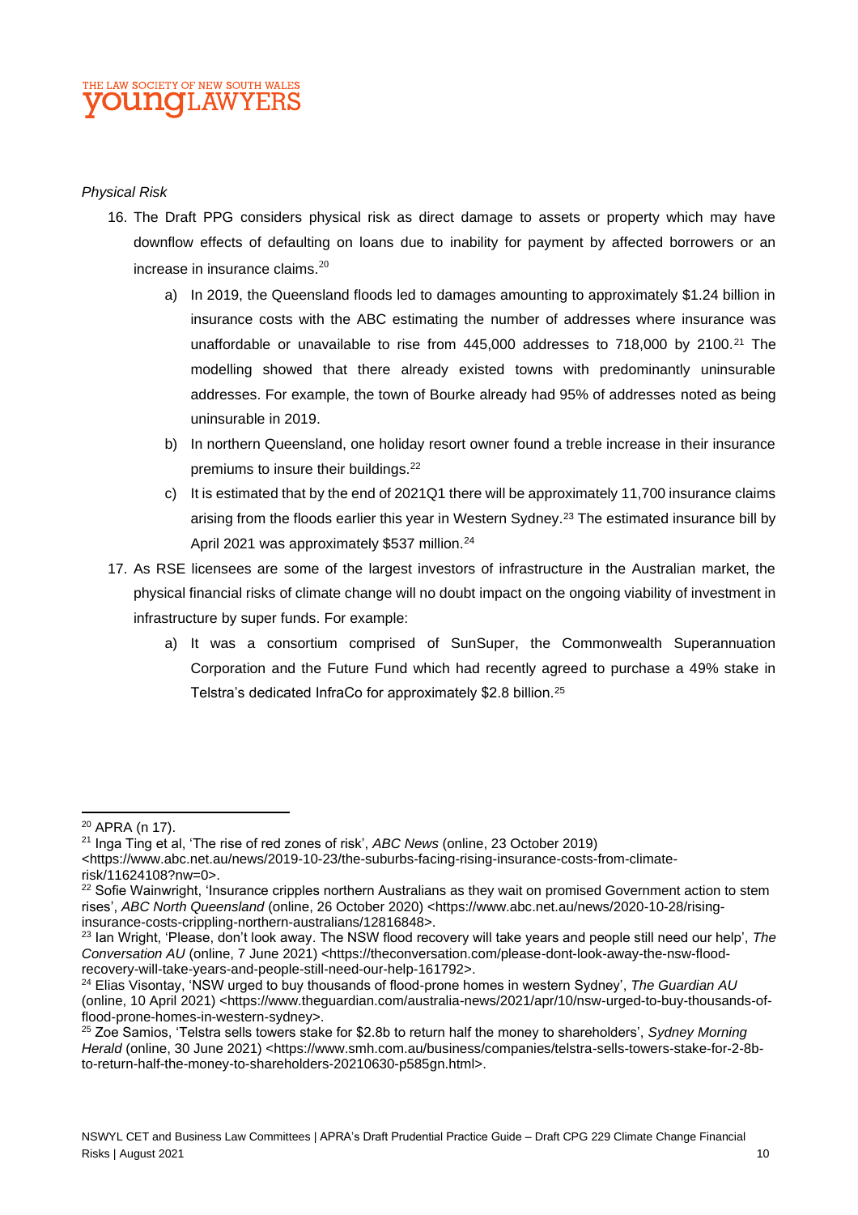*Physical Risk*

16. The Draft PPG considers physical risk as direct damage to assets or property which may have downflow effects of defaulting on loans due to inability for payment by affected borrowers or an increase in insurance claims.[20]

    a) In 2019, the Queensland floods led to damages amounting to approximately $1.24 billion in insurance costs with the ABC estimating the number of addresses where insurance was unaffordable or unavailable to rise from 445,000 addresses to 718,000 by 2100.[21] The modelling showed that there already existed towns with predominantly uninsurable addresses. For example, the town of Bourke already had 95% of addresses noted as being uninsurable in 2019.

    b) In northern Queensland, one holiday resort owner found a treble increase in their insurance premiums to insure their buildings.[22]

    c) It is estimated that by the end of 2021Q1 there will be approximately 11,700 insurance claims arising from the floods earlier this year in Western Sydney.[23] The estimated insurance bill by April 2021 was approximately $537 million.[24]

17. As RSE licensees are some of the largest investors of infrastructure in the Australian market, the physical financial risks of climate change will no doubt impact on the ongoing viability of investment in infrastructure by super funds. For example:

    a) It was a consortium comprised of SunSuper, the Commonwealth Superannuation Corporation and the Future Fund which had recently agreed to purchase a 49% stake in Telstra's dedicated InfraCo for approximately $2.8 billion.[25]

---

[20] APRA (n 17).

[21] Inga Ting et al, 'The rise of red zones of risk', *ABC News* (online, 23 October 2019) <https://www.abc.net.au/news/2019-10-23/the-suburbs-facing-rising-insurance-costs-from-climate-risk/11624108?nw=0>.

[22] Sofie Wainwright, 'Insurance cripples northern Australians as they wait on promised Government action to stem rises', *ABC North Queensland* (online, 26 October 2020) <https://www.abc.net.au/news/2020-10-28/rising-insurance-costs-crippling-northern-australians/12816848>.

[23] Ian Wright, 'Please, don't look away. The NSW flood recovery will take years and people still need our help', *The Conversation AU* (online, 7 June 2021) <https://theconversation.com/please-dont-look-away-the-nsw-flood-recovery-will-take-years-and-people-still-need-our-help-161792>.

[24] Elias Visontay, 'NSW urged to buy thousands of flood-prone homes in western Sydney', *The Guardian AU* (online, 10 April 2021) <https://www.theguardian.com/australia-news/2021/apr/10/nsw-urged-to-buy-thousands-of-flood-prone-homes-in-western-sydney>.

[25] Zoe Samios, 'Telstra sells towers stake for $2.8b to return half the money to shareholders', *Sydney Morning Herald* (online, 30 June 2021) <https://www.smh.com.au/business/companies/telstra-sells-towers-stake-for-2-8b-to-return-half-the-money-to-shareholders-20210630-p585gn.html>.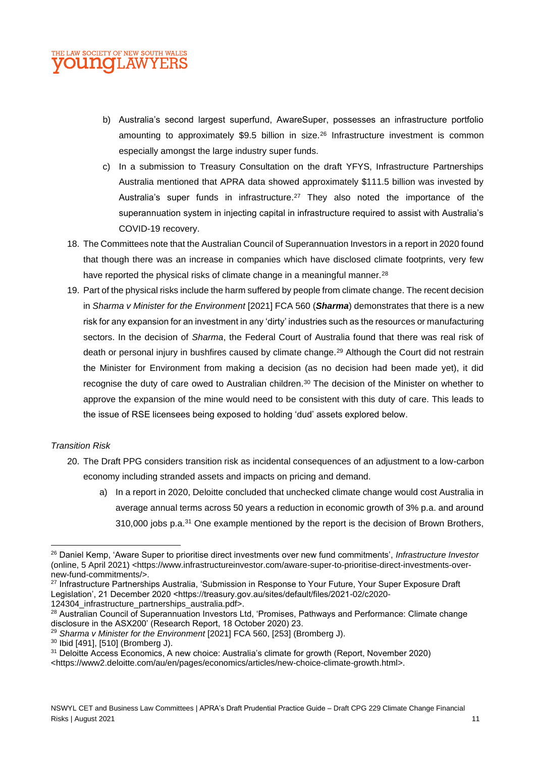b) Australia's second largest superfund, AwareSuper, possesses an infrastructure portfolio amounting to approximately $9.5 billion in size.[26] Infrastructure investment is common especially amongst the large industry super funds.

c) In a submission to Treasury Consultation on the draft YFYS, Infrastructure Partnerships Australia mentioned that APRA data showed approximately $111.5 billion was invested by Australia's super funds in infrastructure.[27] They also noted the importance of the superannuation system in injecting capital in infrastructure required to assist with Australia's COVID-19 recovery.

18. The Committees note that the Australian Council of Superannuation Investors in a report in 2020 found that though there was an increase in companies which have disclosed climate footprints, very few have reported the physical risks of climate change in a meaningful manner.[28]

19. Part of the physical risks include the harm suffered by people from climate change. The recent decision in *Sharma v Minister for the Environment* [2021] FCA 560 (***Sharma***) demonstrates that there is a new risk for any expansion for an investment in any 'dirty' industries such as the resources or manufacturing sectors. In the decision of *Sharma*, the Federal Court of Australia found that there was real risk of death or personal injury in bushfires caused by climate change.[29] Although the Court did not restrain the Minister for Environment from making a decision (as no decision had been made yet), it did recognise the duty of care owed to Australian children.[30] The decision of the Minister on whether to approve the expansion of the mine would need to be consistent with this duty of care. This leads to the issue of RSE licensees being exposed to holding 'dud' assets explored below.

*Transition Risk*

20. The Draft PPG considers transition risk as incidental consequences of an adjustment to a low-carbon economy including stranded assets and impacts on pricing and demand.

a) In a report in 2020, Deloitte concluded that unchecked climate change would cost Australia in average annual terms across 50 years a reduction in economic growth of 3% p.a. and around 310,000 jobs p.a.[31] One example mentioned by the report is the decision of Brown Brothers,

---

[26] Daniel Kemp, 'Aware Super to prioritise direct investments over new fund commitments', *Infrastructure Investor* (online, 5 April 2021) <https://www.infrastructureinvestor.com/aware-super-to-prioritise-direct-investments-over-new-fund-commitments/>.

[27] Infrastructure Partnerships Australia, 'Submission in Response to Your Future, Your Super Exposure Draft Legislation', 21 December 2020 <https://treasury.gov.au/sites/default/files/2021-02/c2020-124304_infrastructure_partnerships_australia.pdf>.

[28] Australian Council of Superannuation Investors Ltd, 'Promises, Pathways and Performance: Climate change disclosure in the ASX200' (Research Report, 18 October 2020) 23.

[29] *Sharma v Minister for the Environment* [2021] FCA 560, [253] (Bromberg J).

[30] Ibid [491], [510] (Bromberg J).

[31] Deloitte Access Economics, A new choice: Australia's climate for growth (Report, November 2020) <https://www2.deloitte.com/au/en/pages/economics/articles/new-choice-climate-growth.html>.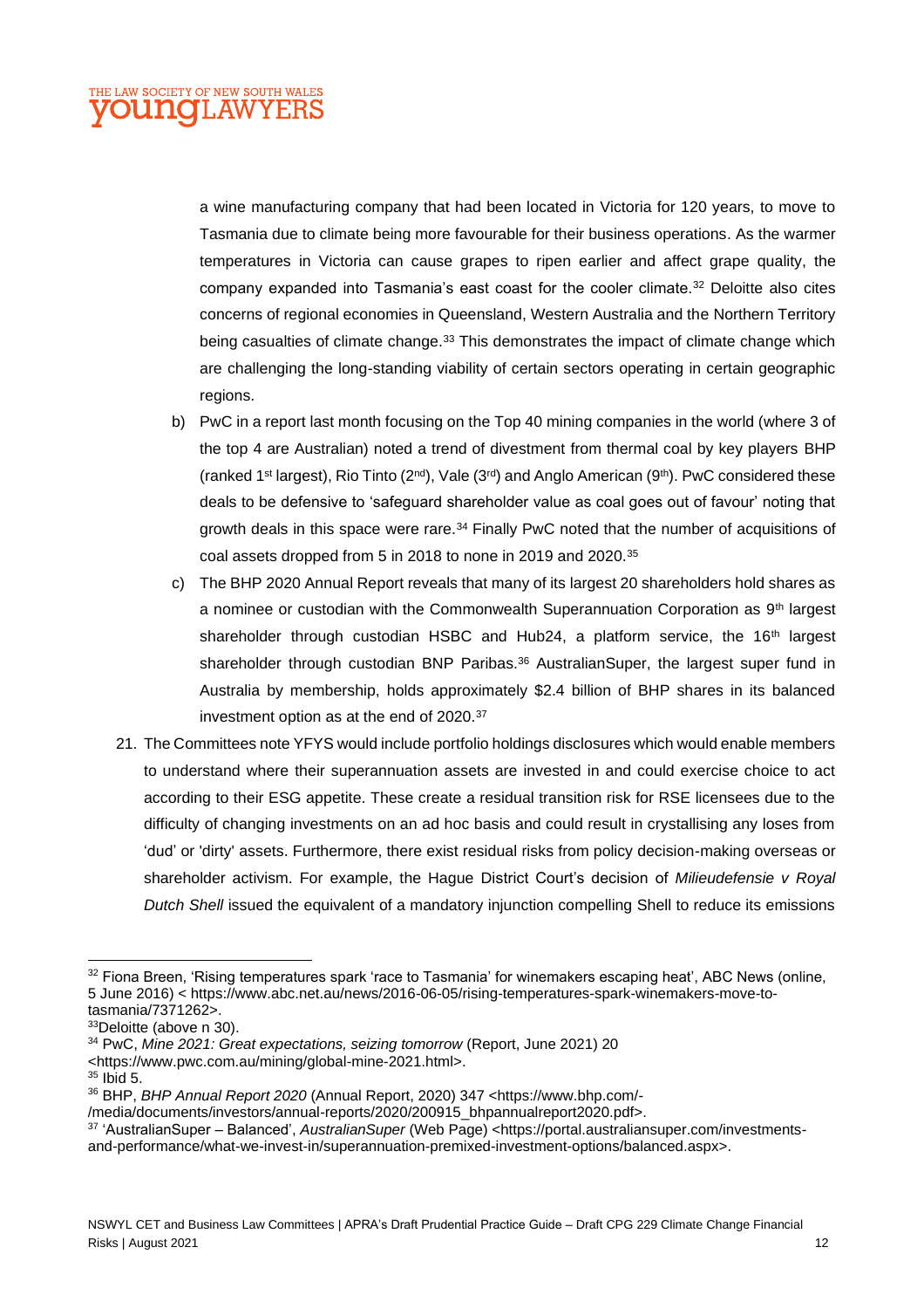a wine manufacturing company that had been located in Victoria for 120 years, to move to Tasmania due to climate being more favourable for their business operations. As the warmer temperatures in Victoria can cause grapes to ripen earlier and affect grape quality, the company expanded into Tasmania's east coast for the cooler climate.[32] Deloitte also cites concerns of regional economies in Queensland, Western Australia and the Northern Territory being casualties of climate change.[33] This demonstrates the impact of climate change which are challenging the long-standing viability of certain sectors operating in certain geographic regions.

b) PwC in a report last month focusing on the Top 40 mining companies in the world (where 3 of the top 4 are Australian) noted a trend of divestment from thermal coal by key players BHP (ranked 1st largest), Rio Tinto (2nd), Vale (3rd) and Anglo American (9th). PwC considered these deals to be defensive to 'safeguard shareholder value as coal goes out of favour' noting that growth deals in this space were rare.[34] Finally PwC noted that the number of acquisitions of coal assets dropped from 5 in 2018 to none in 2019 and 2020.[35]

c) The BHP 2020 Annual Report reveals that many of its largest 20 shareholders hold shares as a nominee or custodian with the Commonwealth Superannuation Corporation as 9th largest shareholder through custodian HSBC and Hub24, a platform service, the 16th largest shareholder through custodian BNP Paribas.[36] AustralianSuper, the largest super fund in Australia by membership, holds approximately $2.4 billion of BHP shares in its balanced investment option as at the end of 2020.[37]

21. The Committees note YFYS would include portfolio holdings disclosures which would enable members to understand where their superannuation assets are invested in and could exercise choice to act according to their ESG appetite. These create a residual transition risk for RSE licensees due to the difficulty of changing investments on an ad hoc basis and could result in crystallising any loses from 'dud' or 'dirty' assets. Furthermore, there exist residual risks from policy decision-making overseas or shareholder activism. For example, the Hague District Court's decision of *Milieudefensie v Royal Dutch Shell* issued the equivalent of a mandatory injunction compelling Shell to reduce its emissions

---

[32] Fiona Breen, 'Rising temperatures spark 'race to Tasmania' for winemakers escaping heat', ABC News (online, 5 June 2016) < https://www.abc.net.au/news/2016-06-05/rising-temperatures-spark-winemakers-move-to-tasmania/7371262>.

[33] Deloitte (above n 30).

[34] PwC, *Mine 2021: Great expectations, seizing tomorrow* (Report, June 2021) 20 <https://www.pwc.com.au/mining/global-mine-2021.html>.

[35] Ibid 5.

[36] BHP, *BHP Annual Report 2020* (Annual Report, 2020) 347 <https://www.bhp.com/-/media/documents/investors/annual-reports/2020/200915_bhpannualreport2020.pdf>.

[37] 'AustralianSuper – Balanced', *AustralianSuper* (Web Page) <https://portal.australiansuper.com/investments-and-performance/what-we-invest-in/superannuation-premixed-investment-options/balanced.aspx>.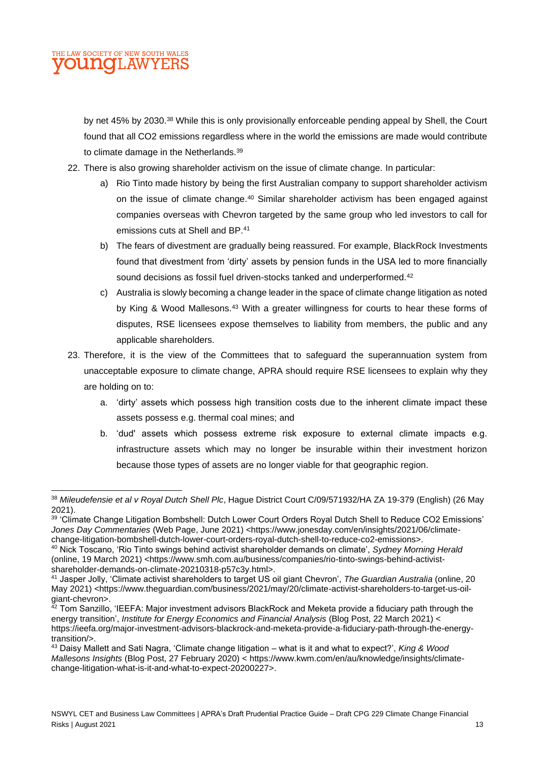by net 45% by 2030.[38] While this is only provisionally enforceable pending appeal by Shell, the Court found that all $CO_2$ emissions regardless where in the world the emissions are made would contribute to climate damage in the Netherlands.[39]

22. There is also growing shareholder activism on the issue of climate change. In particular:
    a) Rio Tinto made history by being the first Australian company to support shareholder activism on the issue of climate change.[40] Similar shareholder activism has been engaged against companies overseas with Chevron targeted by the same group who led investors to call for emissions cuts at Shell and BP.[41]
    b) The fears of divestment are gradually being reassured. For example, BlackRock Investments found that divestment from 'dirty' assets by pension funds in the USA led to more financially sound decisions as fossil fuel driven-stocks tanked and underperformed.[42]
    c) Australia is slowly becoming a change leader in the space of climate change litigation as noted by King & Wood Mallesons.[43] With a greater willingness for courts to hear these forms of disputes, RSE licensees expose themselves to liability from members, the public and any applicable shareholders.

23. Therefore, it is the view of the Committees that to safeguard the superannuation system from unacceptable exposure to climate change, APRA should require RSE licensees to explain why they are holding on to:
    a. 'dirty' assets which possess high transition costs due to the inherent climate impact these assets possess e.g. thermal coal mines; and
    b. 'dud' assets which possess extreme risk exposure to external climate impacts e.g. infrastructure assets which may no longer be insurable within their investment horizon because those types of assets are no longer viable for that geographic region.

---

[38] *Mileudefensie et al v Royal Dutch Shell Plc*, Hague District Court C/09/571932/HA ZA 19-379 (English) (26 May 2021).

[39] 'Climate Change Litigation Bombshell: Dutch Lower Court Orders Royal Dutch Shell to Reduce CO2 Emissions' *Jones Day Commentaries* (Web Page, June 2021) <https://www.jonesday.com/en/insights/2021/06/climate-change-litigation-bombshell-dutch-lower-court-orders-royal-dutch-shell-to-reduce-co2-emissions>.

[40] Nick Toscano, 'Rio Tinto swings behind activist shareholder demands on climate', *Sydney Morning Herald* (online, 19 March 2021) <https://www.smh.com.au/business/companies/rio-tinto-swings-behind-activist-shareholder-demands-on-climate-20210318-p57c3y.html>.

[41] Jasper Jolly, 'Climate activist shareholders to target US oil giant Chevron', *The Guardian Australia* (online, 20 May 2021) <https://www.theguardian.com/business/2021/may/20/climate-activist-shareholders-to-target-us-oil-giant-chevron>.

[42] Tom Sanzillo, 'IEEFA: Major investment advisors BlackRock and Meketa provide a fiduciary path through the energy transition', *Institute for Energy Economics and Financial Analysis* (Blog Post, 22 March 2021) < https://ieefa.org/major-investment-advisors-blackrock-and-meketa-provide-a-fiduciary-path-through-the-energy-transition/>.

[43] Daisy Mallett and Sati Nagra, 'Climate change litigation – what is it and what to expect?', *King & Wood Mallesons Insights* (Blog Post, 27 February 2020) < https://www.kwm.com/en/au/knowledge/insights/climate-change-litigation-what-is-it-and-what-to-expect-20200227>.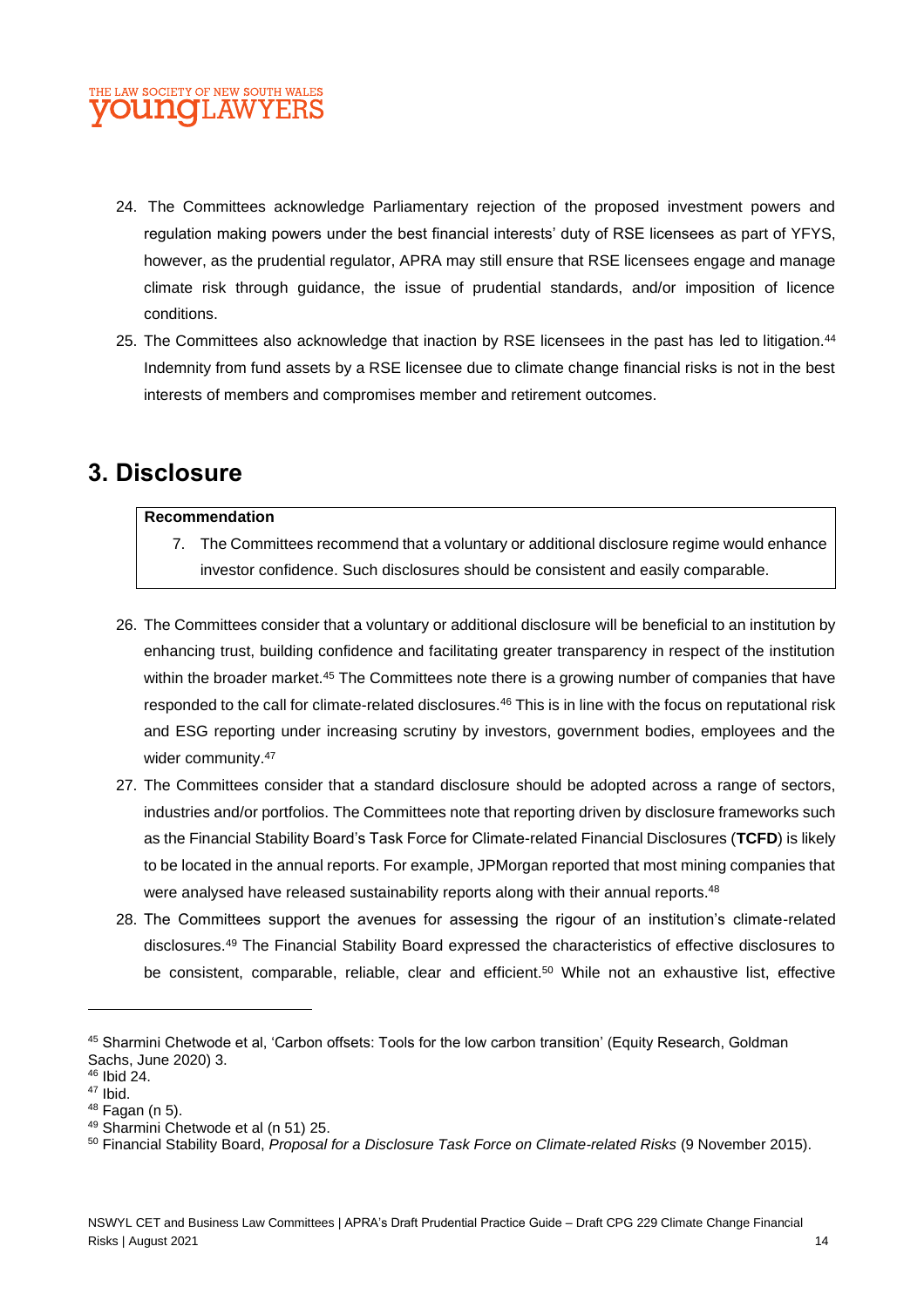24. The Committees acknowledge Parliamentary rejection of the proposed investment powers and regulation making powers under the best financial interests' duty of RSE licensees as part of YFYS, however, as the prudential regulator, APRA may still ensure that RSE licensees engage and manage climate risk through guidance, the issue of prudential standards, and/or imposition of licence conditions.
25. The Committees also acknowledge that inaction by RSE licensees in the past has led to litigation.[44] Indemnity from fund assets by a RSE licensee due to climate change financial risks is not in the best interests of members and compromises member and retirement outcomes.

## 3. Disclosure

> **Recommendation**
>
> 7. The Committees recommend that a voluntary or additional disclosure regime would enhance investor confidence. Such disclosures should be consistent and easily comparable.

26. The Committees consider that a voluntary or additional disclosure will be beneficial to an institution by enhancing trust, building confidence and facilitating greater transparency in respect of the institution within the broader market.[45] The Committees note there is a growing number of companies that have responded to the call for climate-related disclosures.[46] This is in line with the focus on reputational risk and ESG reporting under increasing scrutiny by investors, government bodies, employees and the wider community.[47]
27. The Committees consider that a standard disclosure should be adopted across a range of sectors, industries and/or portfolios. The Committees note that reporting driven by disclosure frameworks such as the Financial Stability Board's Task Force for Climate-related Financial Disclosures (**TCFD**) is likely to be located in the annual reports. For example, JPMorgan reported that most mining companies that were analysed have released sustainability reports along with their annual reports.[48]
28. The Committees support the avenues for assessing the rigour of an institution's climate-related disclosures.[49] The Financial Stability Board expressed the characteristics of effective disclosures to be consistent, comparable, reliable, clear and efficient.[50] While not an exhaustive list, effective

---

[45] Sharmini Chetwode et al, 'Carbon offsets: Tools for the low carbon transition' (Equity Research, Goldman Sachs, June 2020) 3.

[46] Ibid 24.

[47] Ibid.

[48] Fagan (n 5).

[49] Sharmini Chetwode et al (n 51) 25.

[50] Financial Stability Board, *Proposal for a Disclosure Task Force on Climate-related Risks* (9 November 2015).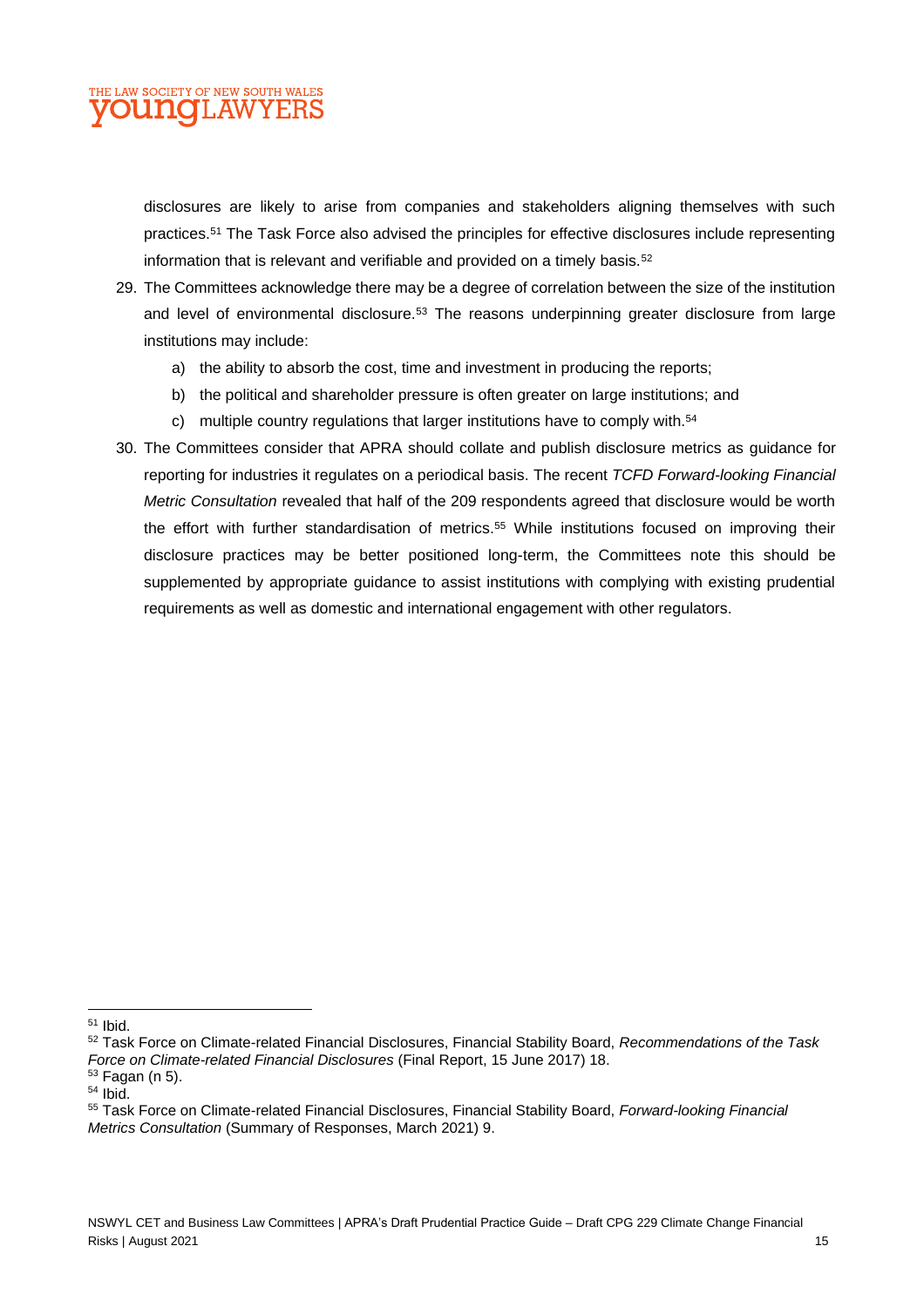disclosures are likely to arise from companies and stakeholders aligning themselves with such practices.[51] The Task Force also advised the principles for effective disclosures include representing information that is relevant and verifiable and provided on a timely basis.[52]

29. The Committees acknowledge there may be a degree of correlation between the size of the institution and level of environmental disclosure.[53] The reasons underpinning greater disclosure from large institutions may include:
    a) the ability to absorb the cost, time and investment in producing the reports;
    b) the political and shareholder pressure is often greater on large institutions; and
    c) multiple country regulations that larger institutions have to comply with.[54]

30. The Committees consider that APRA should collate and publish disclosure metrics as guidance for reporting for industries it regulates on a periodical basis. The recent *TCFD Forward-looking Financial Metric Consultation* revealed that half of the 209 respondents agreed that disclosure would be worth the effort with further standardisation of metrics.[55] While institutions focused on improving their disclosure practices may be better positioned long-term, the Committees note this should be supplemented by appropriate guidance to assist institutions with complying with existing prudential requirements as well as domestic and international engagement with other regulators.

---

[51] Ibid.

[52] Task Force on Climate-related Financial Disclosures, Financial Stability Board, *Recommendations of the Task Force on Climate-related Financial Disclosures* (Final Report, 15 June 2017) 18.

[53] Fagan (n 5).

[54] Ibid.

[55] Task Force on Climate-related Financial Disclosures, Financial Stability Board, *Forward-looking Financial Metrics Consultation* (Summary of Responses, March 2021) 9.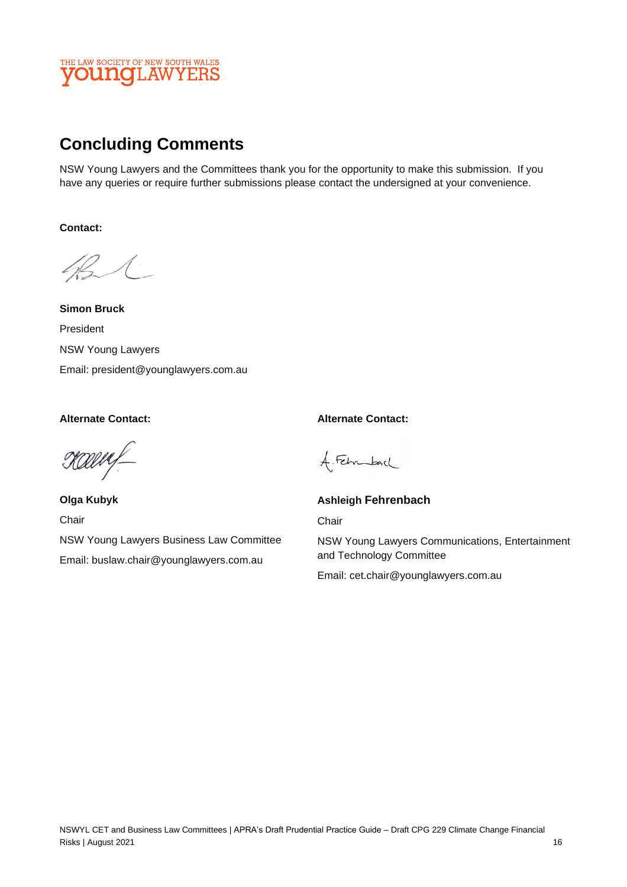THE LAW SOCIETY OF NEW SOUTH WALES youngLAWYERS

## Concluding Comments

NSW Young Lawyers and the Committees thank you for the opportunity to make this submission. If you have any queries or require further submissions please contact the undersigned at your convenience.

**Contact:**

**Simon Bruck**

President

NSW Young Lawyers

Email: president@younglawyers.com.au

**Alternate Contact:**

**Olga Kubyk**

Chair

NSW Young Lawyers Business Law Committee

Email: buslaw.chair@younglawyers.com.au

**Alternate Contact:**

**Ashleigh Fehrenbach**

Chair

NSW Young Lawyers Communications, Entertainment and Technology Committee

Email: cet.chair@younglawyers.com.au